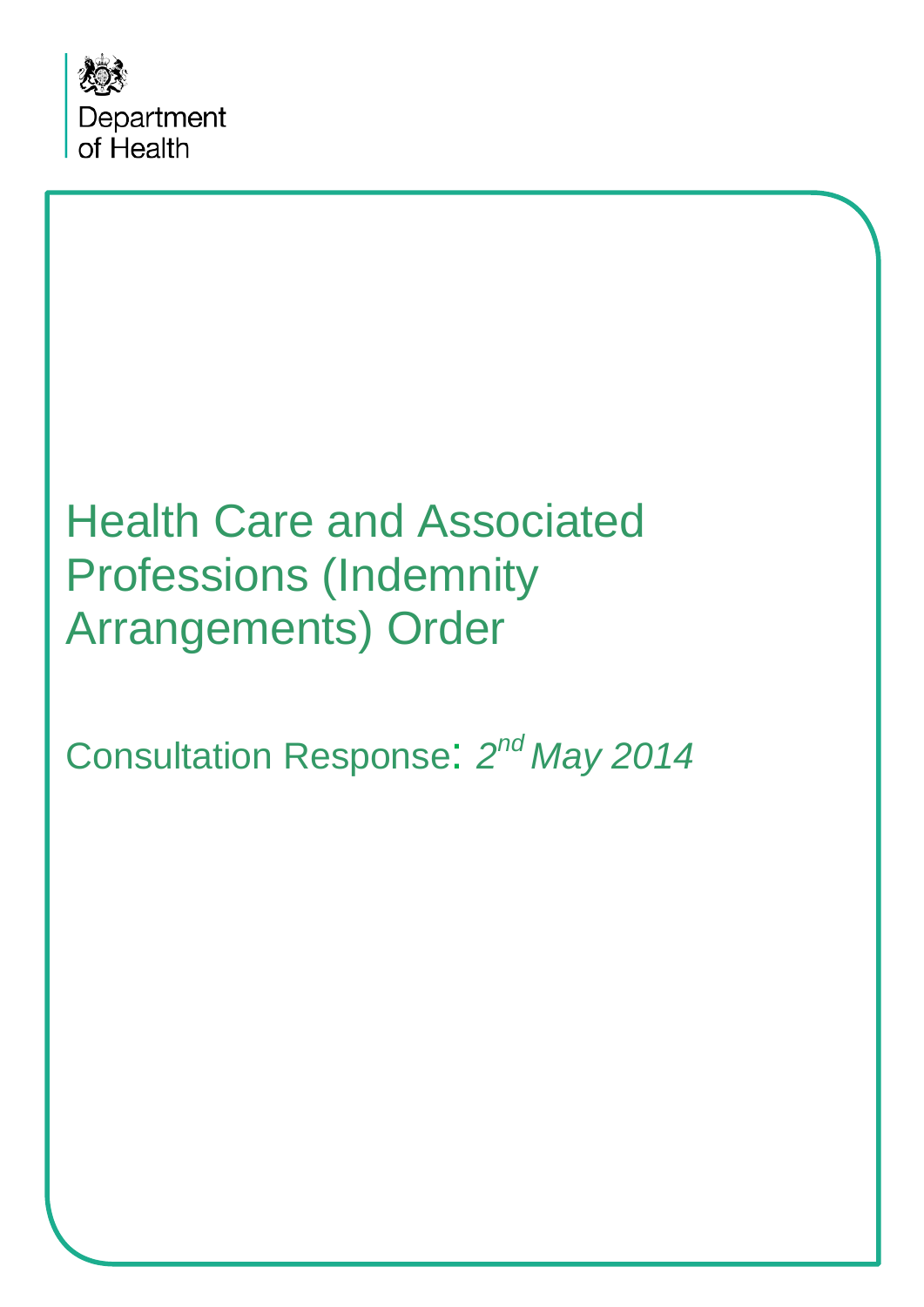Department of Health

# Health Care and Associated Professions (Indemnity Arrangements) Order

Consultation Response: *2nd May 2014*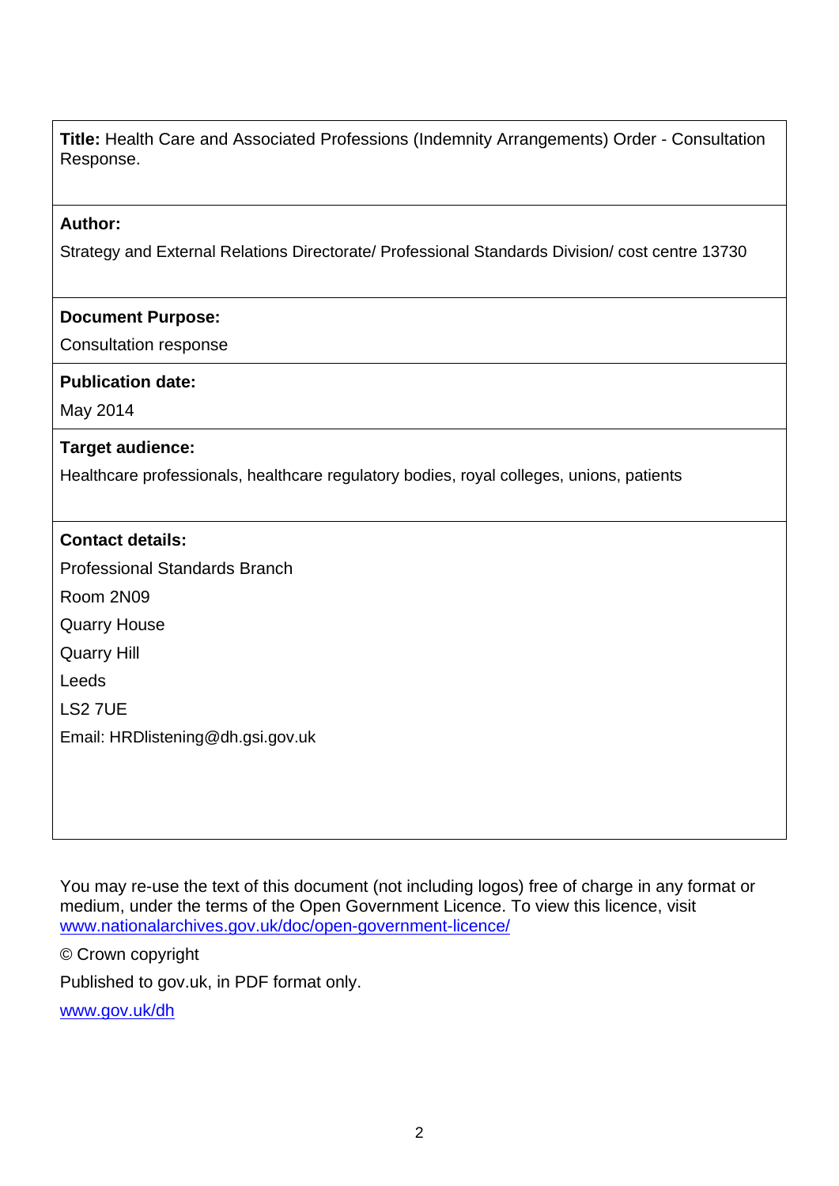**Title:** Health Care and Associated Professions (Indemnity Arrangements) Order - Consultation Response.

**Author:**

Strategy and External Relations Directorate/ Professional Standards Division/ cost centre 13730

**Document Purpose:**

Consultation response

**Publication date:**

May 2014

**Target audience:**

Healthcare professionals, healthcare regulatory bodies, royal colleges, unions, patients

**Contact details:**

Professional Standards Branch

Room 2N09

Quarry House

Quarry Hill

Leeds

LS2 7UE

Email: HRDlistening@dh.gsi.gov.uk

You may re-use the text of this document (not including logos) free of charge in any format or medium, under the terms of the Open Government Licence. To view this licence, visit www.nationalarchives.gov.uk/doc/open-government-licence/

© Crown copyright

Published to gov.uk, in PDF format only.

www.gov.uk/dh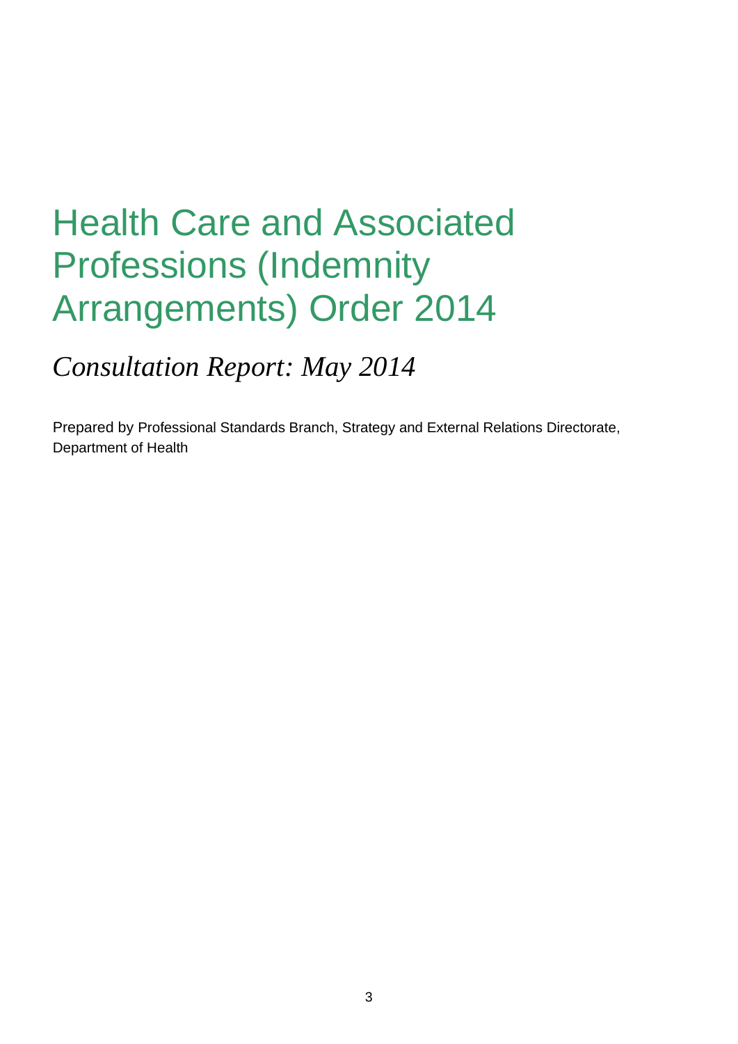# Health Care and Associated Professions (Indemnity Arrangements) Order 2014

## *Consultation Report: May 2014*

Prepared by Professional Standards Branch, Strategy and External Relations Directorate, Department of Health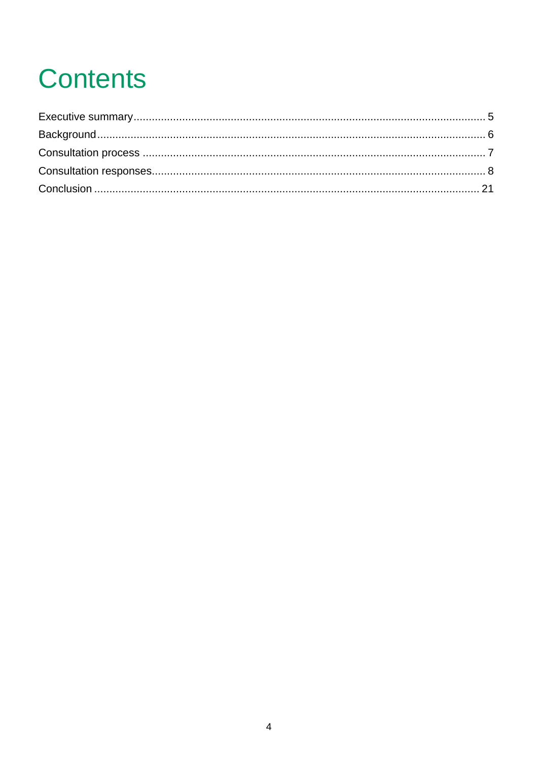# Contents

Executive summary .......... 5

Background .......... 6

Consultation process .......... 7

Consultation responses .......... 8

Conclusion .......... 21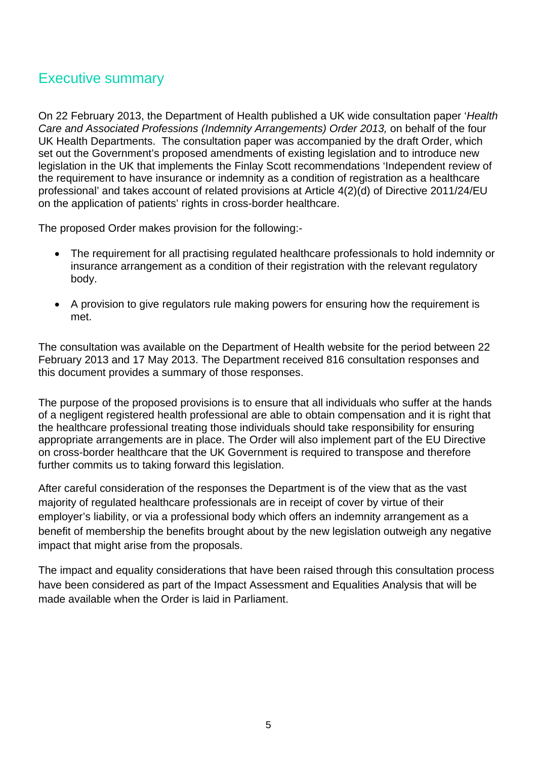## Executive summary

On 22 February 2013, the Department of Health published a UK wide consultation paper '*Health Care and Associated Professions (Indemnity Arrangements) Order 2013,* on behalf of the four UK Health Departments. The consultation paper was accompanied by the draft Order, which set out the Government's proposed amendments of existing legislation and to introduce new legislation in the UK that implements the Finlay Scott recommendations 'Independent review of the requirement to have insurance or indemnity as a condition of registration as a healthcare professional' and takes account of related provisions at Article 4(2)(d) of Directive 2011/24/EU on the application of patients' rights in cross-border healthcare.

The proposed Order makes provision for the following:-

- The requirement for all practising regulated healthcare professionals to hold indemnity or insurance arrangement as a condition of their registration with the relevant regulatory body.
- A provision to give regulators rule making powers for ensuring how the requirement is met.

The consultation was available on the Department of Health website for the period between 22 February 2013 and 17 May 2013. The Department received 816 consultation responses and this document provides a summary of those responses.

The purpose of the proposed provisions is to ensure that all individuals who suffer at the hands of a negligent registered health professional are able to obtain compensation and it is right that the healthcare professional treating those individuals should take responsibility for ensuring appropriate arrangements are in place. The Order will also implement part of the EU Directive on cross-border healthcare that the UK Government is required to transpose and therefore further commits us to taking forward this legislation.

After careful consideration of the responses the Department is of the view that as the vast majority of regulated healthcare professionals are in receipt of cover by virtue of their employer's liability, or via a professional body which offers an indemnity arrangement as a benefit of membership the benefits brought about by the new legislation outweigh any negative impact that might arise from the proposals.

The impact and equality considerations that have been raised through this consultation process have been considered as part of the Impact Assessment and Equalities Analysis that will be made available when the Order is laid in Parliament.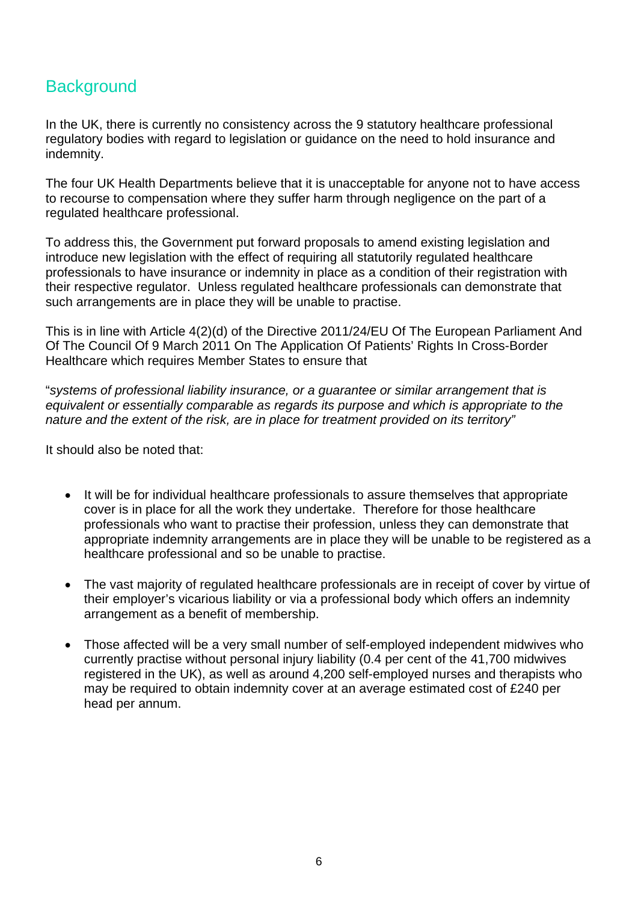## Background

In the UK, there is currently no consistency across the 9 statutory healthcare professional regulatory bodies with regard to legislation or guidance on the need to hold insurance and indemnity.

The four UK Health Departments believe that it is unacceptable for anyone not to have access to recourse to compensation where they suffer harm through negligence on the part of a regulated healthcare professional.

To address this, the Government put forward proposals to amend existing legislation and introduce new legislation with the effect of requiring all statutorily regulated healthcare professionals to have insurance or indemnity in place as a condition of their registration with their respective regulator. Unless regulated healthcare professionals can demonstrate that such arrangements are in place they will be unable to practise.

This is in line with Article 4(2)(d) of the Directive 2011/24/EU Of The European Parliament And Of The Council Of 9 March 2011 On The Application Of Patients' Rights In Cross-Border Healthcare which requires Member States to ensure that

"*systems of professional liability insurance, or a guarantee or similar arrangement that is equivalent or essentially comparable as regards its purpose and which is appropriate to the nature and the extent of the risk, are in place for treatment provided on its territory"*

It should also be noted that:

- It will be for individual healthcare professionals to assure themselves that appropriate cover is in place for all the work they undertake. Therefore for those healthcare professionals who want to practise their profession, unless they can demonstrate that appropriate indemnity arrangements are in place they will be unable to be registered as a healthcare professional and so be unable to practise.
- The vast majority of regulated healthcare professionals are in receipt of cover by virtue of their employer's vicarious liability or via a professional body which offers an indemnity arrangement as a benefit of membership.
- Those affected will be a very small number of self-employed independent midwives who currently practise without personal injury liability (0.4 per cent of the 41,700 midwives registered in the UK), as well as around 4,200 self-employed nurses and therapists who may be required to obtain indemnity cover at an average estimated cost of £240 per head per annum.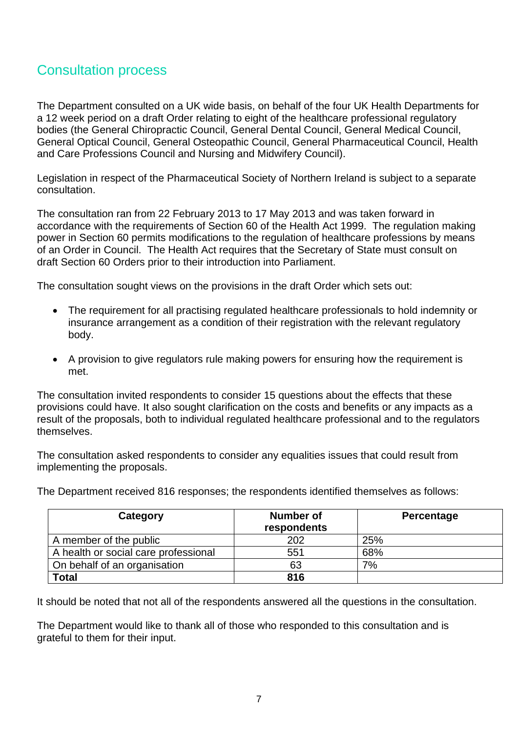## Consultation process

The Department consulted on a UK wide basis, on behalf of the four UK Health Departments for a 12 week period on a draft Order relating to eight of the healthcare professional regulatory bodies (the General Chiropractic Council, General Dental Council, General Medical Council, General Optical Council, General Osteopathic Council, General Pharmaceutical Council, Health and Care Professions Council and Nursing and Midwifery Council).

Legislation in respect of the Pharmaceutical Society of Northern Ireland is subject to a separate consultation.

The consultation ran from 22 February 2013 to 17 May 2013 and was taken forward in accordance with the requirements of Section 60 of the Health Act 1999. The regulation making power in Section 60 permits modifications to the regulation of healthcare professions by means of an Order in Council. The Health Act requires that the Secretary of State must consult on draft Section 60 Orders prior to their introduction into Parliament.

The consultation sought views on the provisions in the draft Order which sets out:

- The requirement for all practising regulated healthcare professionals to hold indemnity or insurance arrangement as a condition of their registration with the relevant regulatory body.
- A provision to give regulators rule making powers for ensuring how the requirement is met.

The consultation invited respondents to consider 15 questions about the effects that these provisions could have. It also sought clarification on the costs and benefits or any impacts as a result of the proposals, both to individual regulated healthcare professional and to the regulators themselves.

The consultation asked respondents to consider any equalities issues that could result from implementing the proposals.

The Department received 816 responses; the respondents identified themselves as follows:

| Category | Number of respondents | Percentage |
|---|---|---|
| A member of the public | 202 | 25% |
| A health or social care professional | 551 | 68% |
| On behalf of an organisation | 63 | 7% |
| **Total** | **816** | |

It should be noted that not all of the respondents answered all the questions in the consultation.

The Department would like to thank all of those who responded to this consultation and is grateful to them for their input.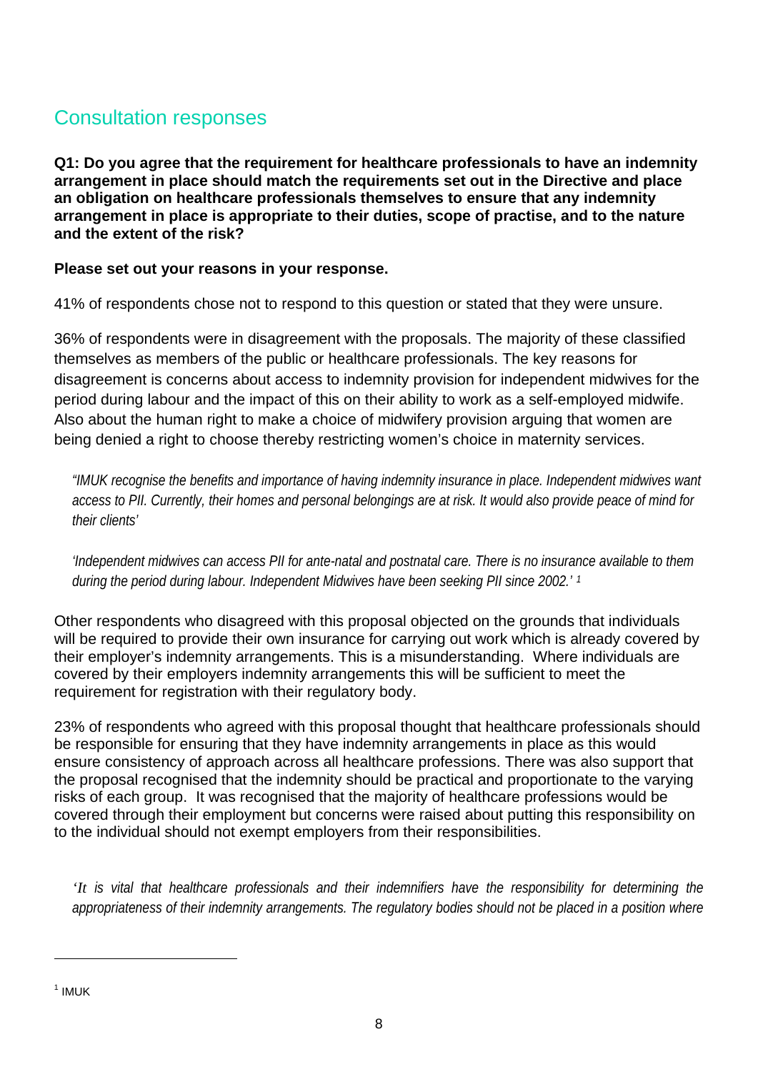## Consultation responses

**Q1: Do you agree that the requirement for healthcare professionals to have an indemnity arrangement in place should match the requirements set out in the Directive and place an obligation on healthcare professionals themselves to ensure that any indemnity arrangement in place is appropriate to their duties, scope of practise, and to the nature and the extent of the risk?**

**Please set out your reasons in your response.**

41% of respondents chose not to respond to this question or stated that they were unsure.

36% of respondents were in disagreement with the proposals. The majority of these classified themselves as members of the public or healthcare professionals. The key reasons for disagreement is concerns about access to indemnity provision for independent midwives for the period during labour and the impact of this on their ability to work as a self-employed midwife. Also about the human right to make a choice of midwifery provision arguing that women are being denied a right to choose thereby restricting women's choice in maternity services.

> *"IMUK recognise the benefits and importance of having indemnity insurance in place. Independent midwives want access to PII. Currently, their homes and personal belongings are at risk. It would also provide peace of mind for their clients'*
>
> *'Independent midwives can access PII for ante-natal and postnatal care. There is no insurance available to them during the period during labour. Independent Midwives have been seeking PII since 2002.'* [1]

Other respondents who disagreed with this proposal objected on the grounds that individuals will be required to provide their own insurance for carrying out work which is already covered by their employer's indemnity arrangements. This is a misunderstanding. Where individuals are covered by their employers indemnity arrangements this will be sufficient to meet the requirement for registration with their regulatory body.

23% of respondents who agreed with this proposal thought that healthcare professionals should be responsible for ensuring that they have indemnity arrangements in place as this would ensure consistency of approach across all healthcare professions. There was also support that the proposal recognised that the indemnity should be practical and proportionate to the varying risks of each group. It was recognised that the majority of healthcare professions would be covered through their employment but concerns were raised about putting this responsibility on to the individual should not exempt employers from their responsibilities.

> *'It is vital that healthcare professionals and their indemnifiers have the responsibility for determining the appropriateness of their indemnity arrangements. The regulatory bodies should not be placed in a position where*

---

[1] IMUK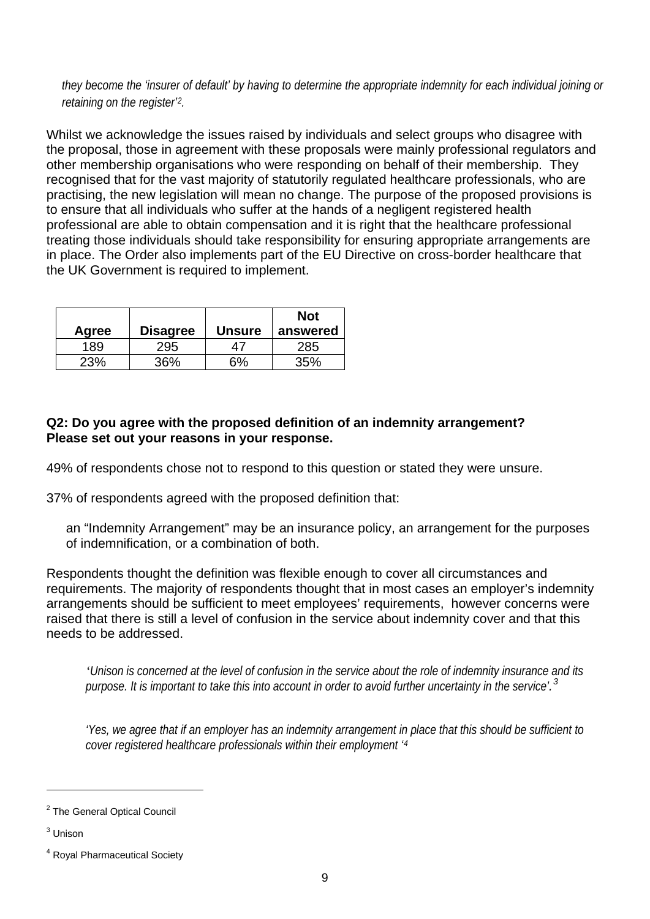*they become the 'insurer of default' by having to determine the appropriate indemnity for each individual joining or retaining on the register'*[2]*.*

Whilst we acknowledge the issues raised by individuals and select groups who disagree with the proposal, those in agreement with these proposals were mainly professional regulators and other membership organisations who were responding on behalf of their membership. They recognised that for the vast majority of statutorily regulated healthcare professionals, who are practising, the new legislation will mean no change. The purpose of the proposed provisions is to ensure that all individuals who suffer at the hands of a negligent registered health professional are able to obtain compensation and it is right that the healthcare professional treating those individuals should take responsibility for ensuring appropriate arrangements are in place. The Order also implements part of the EU Directive on cross-border healthcare that the UK Government is required to implement.

| Agree | Disagree | Unsure | Not answered |
|---|---|---|---|
| 189 | 295 | 47 | 285 |
| 23% | 36% | 6% | 35% |

**Q2: Do you agree with the proposed definition of an indemnity arrangement? Please set out your reasons in your response.**

49% of respondents chose not to respond to this question or stated they were unsure.

37% of respondents agreed with the proposed definition that:

> an "Indemnity Arrangement" may be an insurance policy, an arrangement for the purposes of indemnification, or a combination of both.

Respondents thought the definition was flexible enough to cover all circumstances and requirements. The majority of respondents thought that in most cases an employer's indemnity arrangements should be sufficient to meet employees' requirements, however concerns were raised that there is still a level of confusion in the service about indemnity cover and that this needs to be addressed.

> *'Unison is concerned at the level of confusion in the service about the role of indemnity insurance and its purpose. It is important to take this into account in order to avoid further uncertainty in the service'.*[3]

> *'Yes, we agree that if an employer has an indemnity arrangement in place that this should be sufficient to cover registered healthcare professionals within their employment '*[4]

---

[2] The General Optical Council

[3] Unison

[4] Royal Pharmaceutical Society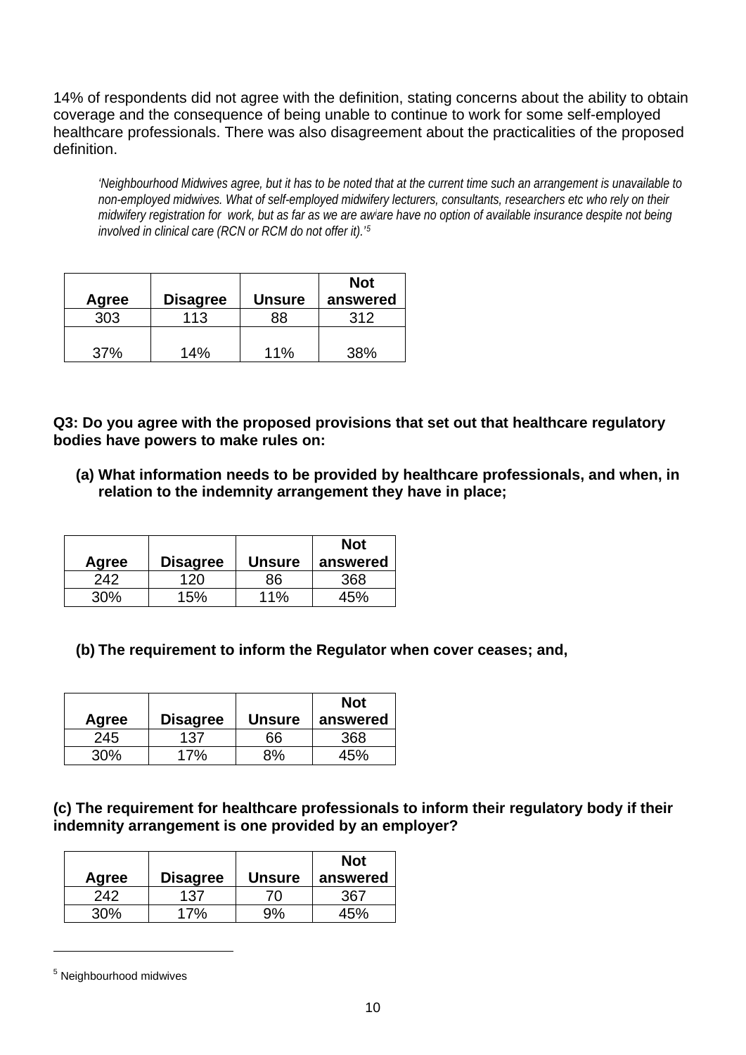14% of respondents did not agree with the definition, stating concerns about the ability to obtain coverage and the consequence of being unable to continue to work for some self-employed healthcare professionals. There was also disagreement about the practicalities of the proposed definition.

> *'Neighbourhood Midwives agree, but it has to be noted that at the current time such an arrangement is unavailable to non-employed midwives. What of self-employed midwifery lecturers, consultants, researchers etc who rely on their midwifery registration for work, but as far as we are awiare have no option of available insurance despite not being involved in clinical care (RCN or RCM do not offer it).'[5]*

| Agree | Disagree | Unsure | Not answered |
|---|---|---|---|
| 303 | 113 | 88 | 312 |
| 37% | 14% | 11% | 38% |

**Q3: Do you agree with the proposed provisions that set out that healthcare regulatory bodies have powers to make rules on:**

**(a) What information needs to be provided by healthcare professionals, and when, in relation to the indemnity arrangement they have in place;**

| Agree | Disagree | Unsure | Not answered |
|---|---|---|---|
| 242 | 120 | 86 | 368 |
| 30% | 15% | 11% | 45% |

**(b) The requirement to inform the Regulator when cover ceases; and,**

| Agree | Disagree | Unsure | Not answered |
|---|---|---|---|
| 245 | 137 | 66 | 368 |
| 30% | 17% | 8% | 45% |

**(c) The requirement for healthcare professionals to inform their regulatory body if their indemnity arrangement is one provided by an employer?**

| Agree | Disagree | Unsure | Not answered |
|---|---|---|---|
| 242 | 137 | 70 | 367 |
| 30% | 17% | 9% | 45% |

[5] Neighbourhood midwives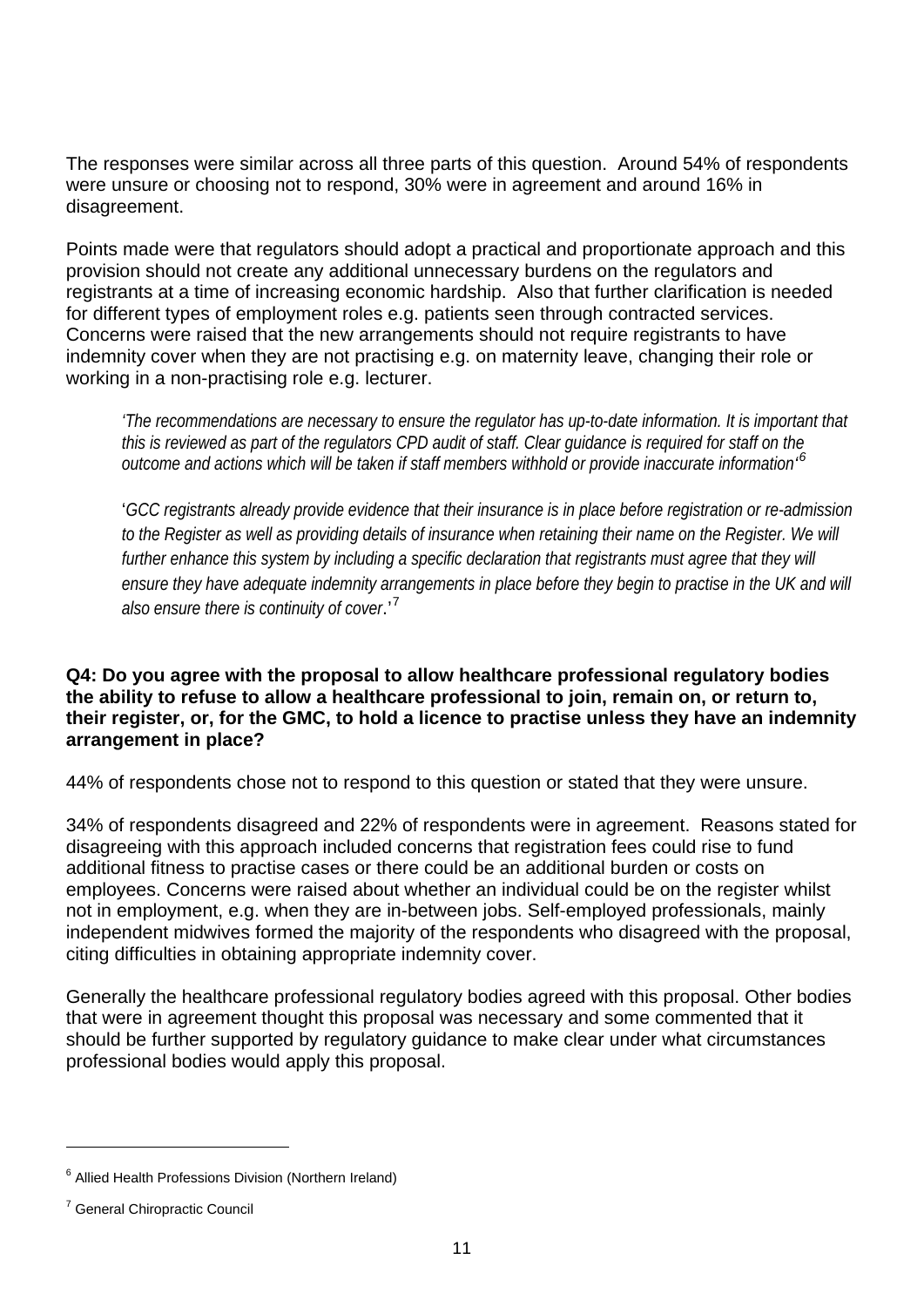The responses were similar across all three parts of this question. Around 54% of respondents were unsure or choosing not to respond, 30% were in agreement and around 16% in disagreement.

Points made were that regulators should adopt a practical and proportionate approach and this provision should not create any additional unnecessary burdens on the regulators and registrants at a time of increasing economic hardship. Also that further clarification is needed for different types of employment roles e.g. patients seen through contracted services. Concerns were raised that the new arrangements should not require registrants to have indemnity cover when they are not practising e.g. on maternity leave, changing their role or working in a non-practising role e.g. lecturer.

> *'The recommendations are necessary to ensure the regulator has up-to-date information. It is important that this is reviewed as part of the regulators CPD audit of staff. Clear guidance is required for staff on the outcome and actions which will be taken if staff members withhold or provide inaccurate information'*[6]

> '*GCC registrants already provide evidence that their insurance is in place before registration or re-admission to the Register as well as providing details of insurance when retaining their name on the Register. We will further enhance this system by including a specific declaration that registrants must agree that they will ensure they have adequate indemnity arrangements in place before they begin to practise in the UK and will also ensure there is continuity of cover*.'[7]

**Q4: Do you agree with the proposal to allow healthcare professional regulatory bodies the ability to refuse to allow a healthcare professional to join, remain on, or return to, their register, or, for the GMC, to hold a licence to practise unless they have an indemnity arrangement in place?**

44% of respondents chose not to respond to this question or stated that they were unsure.

34% of respondents disagreed and 22% of respondents were in agreement. Reasons stated for disagreeing with this approach included concerns that registration fees could rise to fund additional fitness to practise cases or there could be an additional burden or costs on employees. Concerns were raised about whether an individual could be on the register whilst not in employment, e.g. when they are in-between jobs. Self-employed professionals, mainly independent midwives formed the majority of the respondents who disagreed with the proposal, citing difficulties in obtaining appropriate indemnity cover.

Generally the healthcare professional regulatory bodies agreed with this proposal. Other bodies that were in agreement thought this proposal was necessary and some commented that it should be further supported by regulatory guidance to make clear under what circumstances professional bodies would apply this proposal.

---

[6] Allied Health Professions Division (Northern Ireland)

[7] General Chiropractic Council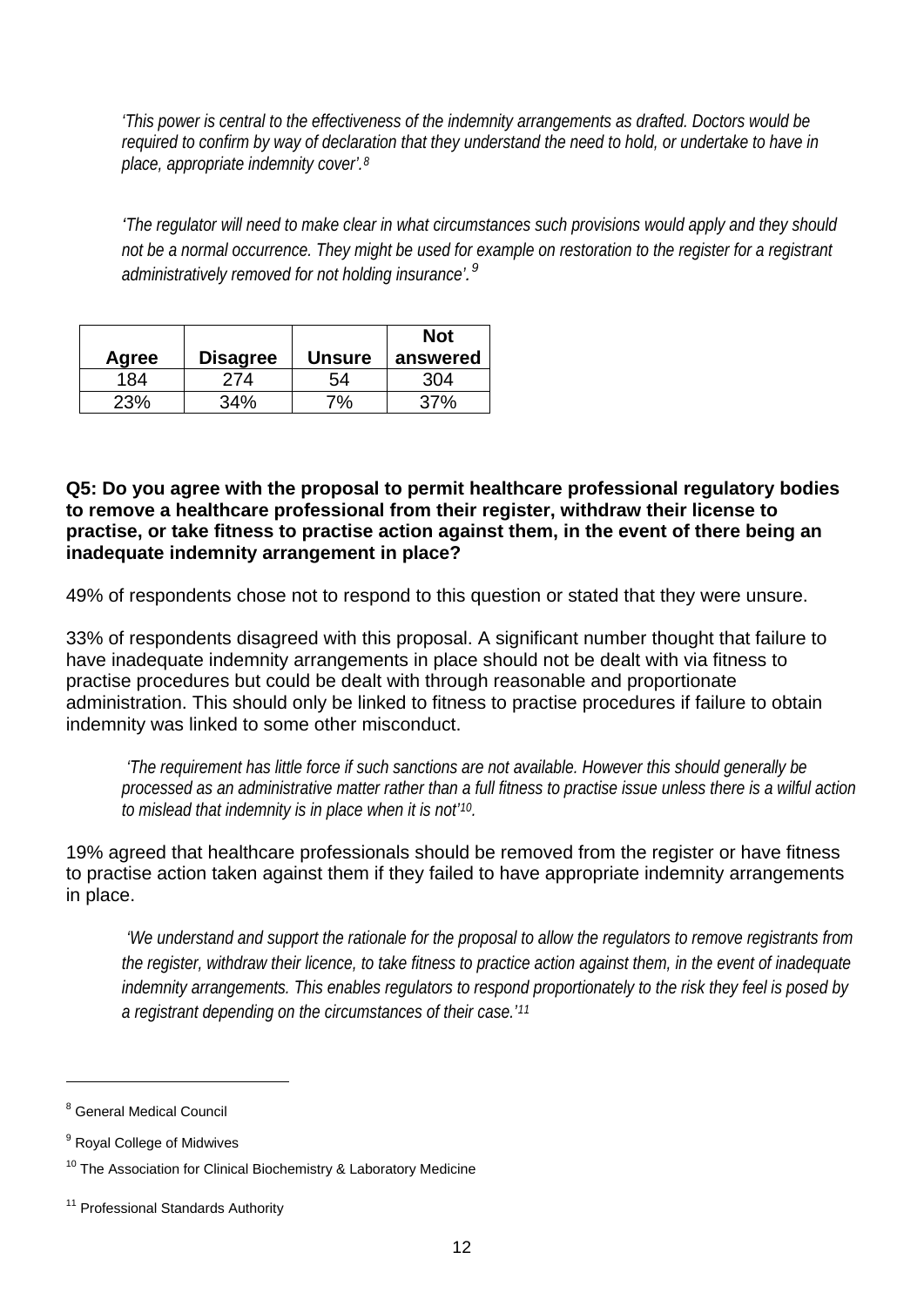*'This power is central to the effectiveness of the indemnity arrangements as drafted. Doctors would be required to confirm by way of declaration that they understand the need to hold, or undertake to have in place, appropriate indemnity cover'.*[8]

*'The regulator will need to make clear in what circumstances such provisions would apply and they should not be a normal occurrence. They might be used for example on restoration to the register for a registrant administratively removed for not holding insurance'.*[9]

| Agree | Disagree | Unsure | Not answered |
|---|---|---|---|
| 184 | 274 | 54 | 304 |
| 23% | 34% | 7% | 37% |

**Q5: Do you agree with the proposal to permit healthcare professional regulatory bodies to remove a healthcare professional from their register, withdraw their license to practise, or take fitness to practise action against them, in the event of there being an inadequate indemnity arrangement in place?**

49% of respondents chose not to respond to this question or stated that they were unsure.

33% of respondents disagreed with this proposal. A significant number thought that failure to have inadequate indemnity arrangements in place should not be dealt with via fitness to practise procedures but could be dealt with through reasonable and proportionate administration. This should only be linked to fitness to practise procedures if failure to obtain indemnity was linked to some other misconduct.

*'The requirement has little force if such sanctions are not available. However this should generally be processed as an administrative matter rather than a full fitness to practise issue unless there is a wilful action to mislead that indemnity is in place when it is not'*[10].

19% agreed that healthcare professionals should be removed from the register or have fitness to practise action taken against them if they failed to have appropriate indemnity arrangements in place.

*'We understand and support the rationale for the proposal to allow the regulators to remove registrants from the register, withdraw their licence, to take fitness to practice action against them, in the event of inadequate indemnity arrangements. This enables regulators to respond proportionately to the risk they feel is posed by a registrant depending on the circumstances of their case.'*[11]

---

[8] General Medical Council

[9] Royal College of Midwives

[10] The Association for Clinical Biochemistry & Laboratory Medicine

[11] Professional Standards Authority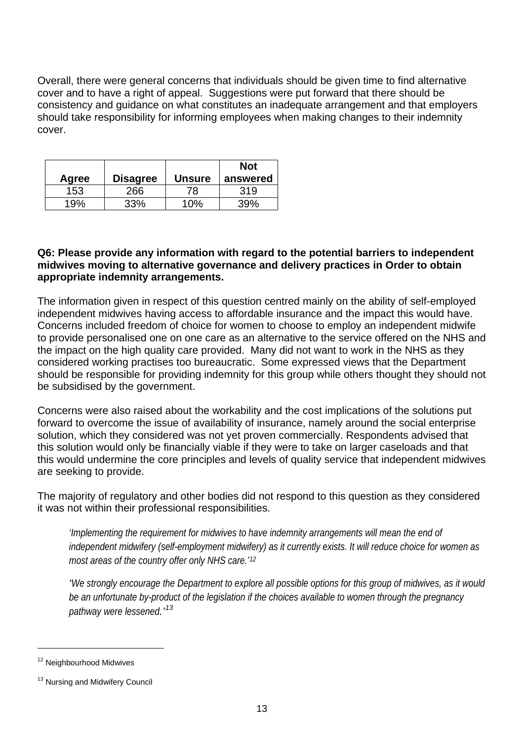Overall, there were general concerns that individuals should be given time to find alternative cover and to have a right of appeal. Suggestions were put forward that there should be consistency and guidance on what constitutes an inadequate arrangement and that employers should take responsibility for informing employees when making changes to their indemnity cover.

| Agree | Disagree | Unsure | Not answered |
|---|---|---|---|
| 153 | 266 | 78 | 319 |
| 19% | 33% | 10% | 39% |

**Q6: Please provide any information with regard to the potential barriers to independent midwives moving to alternative governance and delivery practices in Order to obtain appropriate indemnity arrangements.**

The information given in respect of this question centred mainly on the ability of self-employed independent midwives having access to affordable insurance and the impact this would have. Concerns included freedom of choice for women to choose to employ an independent midwife to provide personalised one on one care as an alternative to the service offered on the NHS and the impact on the high quality care provided. Many did not want to work in the NHS as they considered working practises too bureaucratic. Some expressed views that the Department should be responsible for providing indemnity for this group while others thought they should not be subsidised by the government.

Concerns were also raised about the workability and the cost implications of the solutions put forward to overcome the issue of availability of insurance, namely around the social enterprise solution, which they considered was not yet proven commercially. Respondents advised that this solution would only be financially viable if they were to take on larger caseloads and that this would undermine the core principles and levels of quality service that independent midwives are seeking to provide.

The majority of regulatory and other bodies did not respond to this question as they considered it was not within their professional responsibilities.

> *'Implementing the requirement for midwives to have indemnity arrangements will mean the end of independent midwifery (self-employment midwifery) as it currently exists. It will reduce choice for women as most areas of the country offer only NHS care.'*[12]

> *'We strongly encourage the Department to explore all possible options for this group of midwives, as it would be an unfortunate by-product of the legislation if the choices available to women through the pregnancy pathway were lessened.'*[13]

---

[12] Neighbourhood Midwives

[13] Nursing and Midwifery Council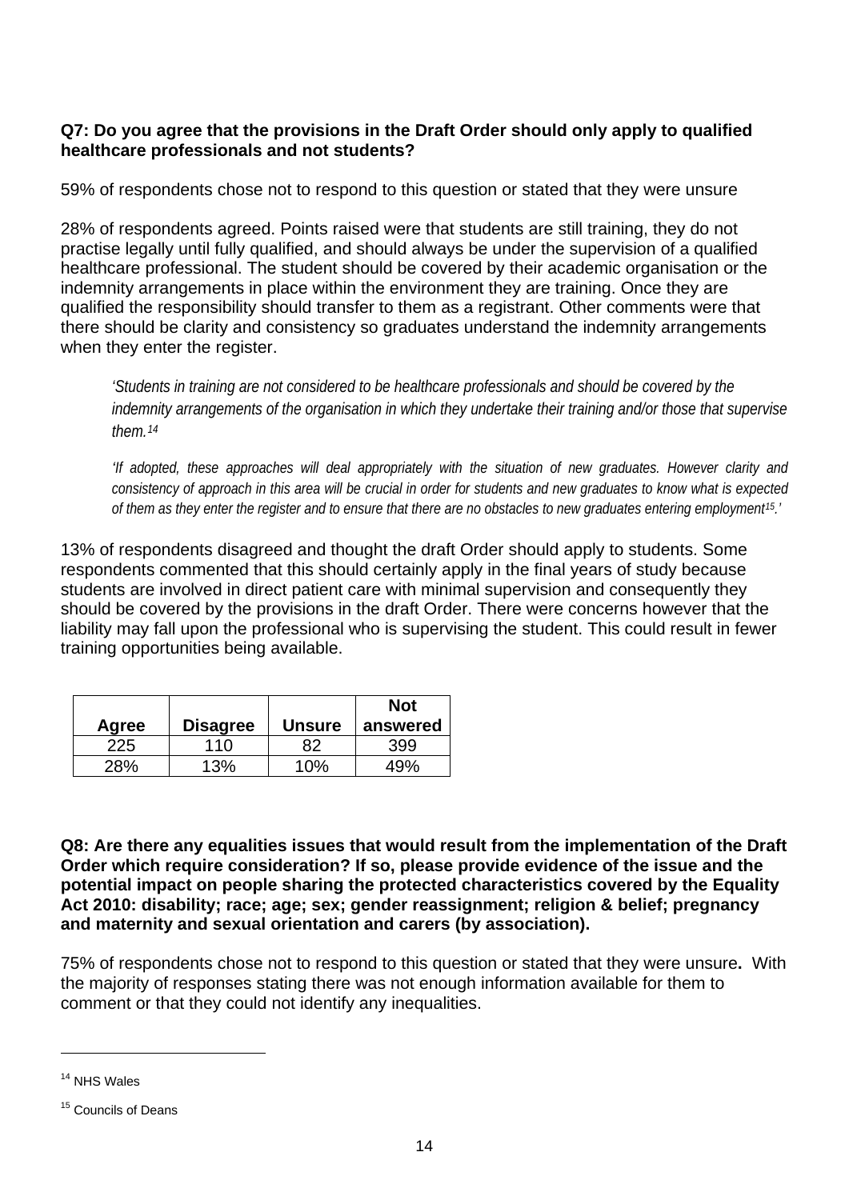**Q7: Do you agree that the provisions in the Draft Order should only apply to qualified healthcare professionals and not students?**

59% of respondents chose not to respond to this question or stated that they were unsure

28% of respondents agreed. Points raised were that students are still training, they do not practise legally until fully qualified, and should always be under the supervision of a qualified healthcare professional. The student should be covered by their academic organisation or the indemnity arrangements in place within the environment they are training. Once they are qualified the responsibility should transfer to them as a registrant. Other comments were that there should be clarity and consistency so graduates understand the indemnity arrangements when they enter the register.

> *'Students in training are not considered to be healthcare professionals and should be covered by the indemnity arrangements of the organisation in which they undertake their training and/or those that supervise them.*[14]

> *'If adopted, these approaches will deal appropriately with the situation of new graduates. However clarity and consistency of approach in this area will be crucial in order for students and new graduates to know what is expected of them as they enter the register and to ensure that there are no obstacles to new graduates entering employment*[15]*.'*

13% of respondents disagreed and thought the draft Order should apply to students. Some respondents commented that this should certainly apply in the final years of study because students are involved in direct patient care with minimal supervision and consequently they should be covered by the provisions in the draft Order. There were concerns however that the liability may fall upon the professional who is supervising the student. This could result in fewer training opportunities being available.

| Agree | Disagree | Unsure | Not answered |
|---|---|---|---|
| 225 | 110 | 82 | 399 |
| 28% | 13% | 10% | 49% |

**Q8: Are there any equalities issues that would result from the implementation of the Draft Order which require consideration? If so, please provide evidence of the issue and the potential impact on people sharing the protected characteristics covered by the Equality Act 2010: disability; race; age; sex; gender reassignment; religion & belief; pregnancy and maternity and sexual orientation and carers (by association).**

75% of respondents chose not to respond to this question or stated that they were unsure**.** With the majority of responses stating there was not enough information available for them to comment or that they could not identify any inequalities.

---

[14] NHS Wales

[15] Councils of Deans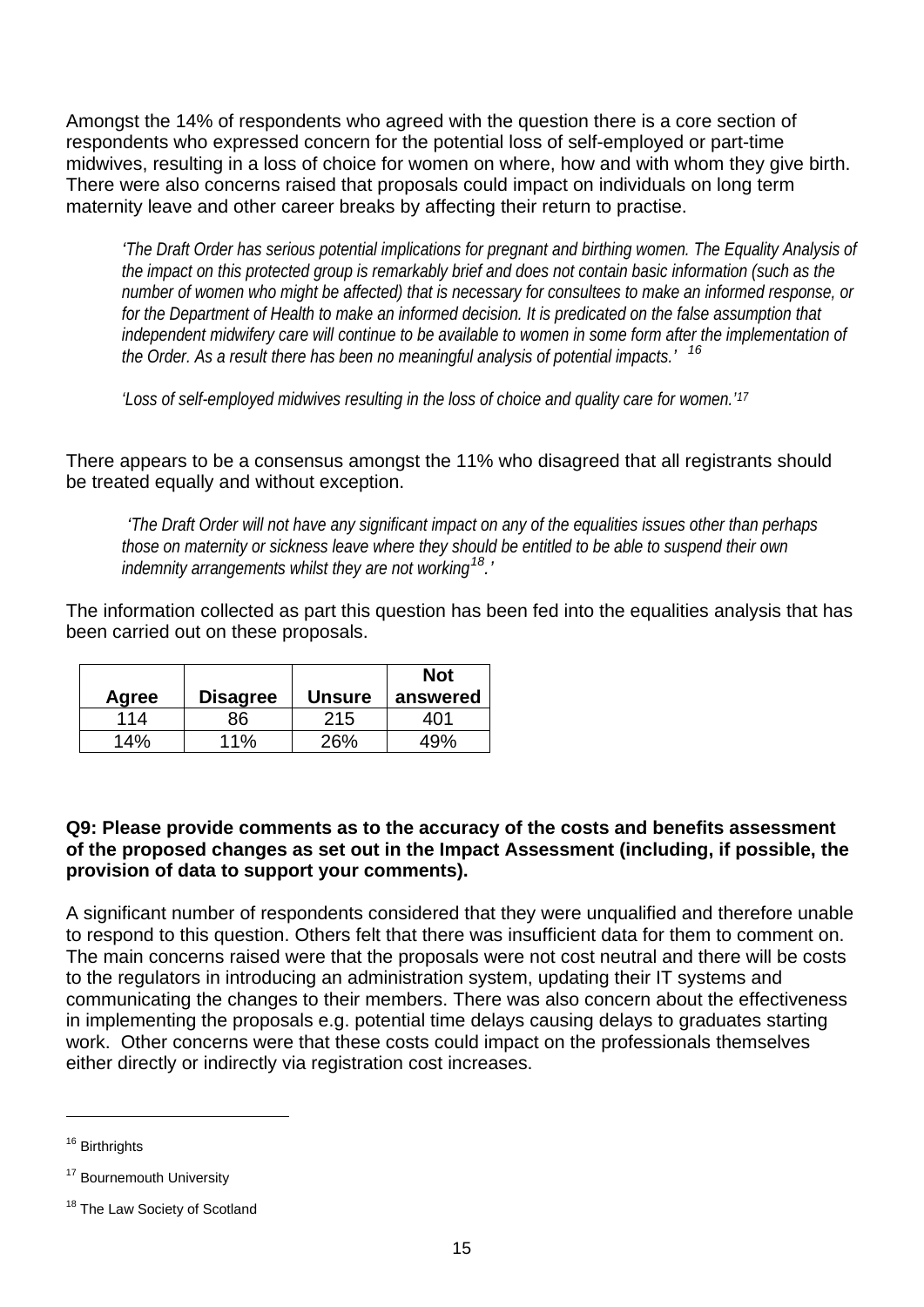Amongst the 14% of respondents who agreed with the question there is a core section of respondents who expressed concern for the potential loss of self-employed or part-time midwives, resulting in a loss of choice for women on where, how and with whom they give birth. There were also concerns raised that proposals could impact on individuals on long term maternity leave and other career breaks by affecting their return to practise.

> *'The Draft Order has serious potential implications for pregnant and birthing women. The Equality Analysis of the impact on this protected group is remarkably brief and does not contain basic information (such as the number of women who might be affected) that is necessary for consultees to make an informed response, or for the Department of Health to make an informed decision. It is predicated on the false assumption that independent midwifery care will continue to be available to women in some form after the implementation of the Order. As a result there has been no meaningful analysis of potential impacts.'* [16]

> *'Loss of self-employed midwives resulting in the loss of choice and quality care for women.'*[17]

There appears to be a consensus amongst the 11% who disagreed that all registrants should be treated equally and without exception.

> *'The Draft Order will not have any significant impact on any of the equalities issues other than perhaps those on maternity or sickness leave where they should be entitled to be able to suspend their own indemnity arrangements whilst they are not working*[18]*.'*

The information collected as part this question has been fed into the equalities analysis that has been carried out on these proposals.

| Agree | Disagree | Unsure | Not answered |
|---|---|---|---|
| 114 | 86 | 215 | 401 |
| 14% | 11% | 26% | 49% |

**Q9: Please provide comments as to the accuracy of the costs and benefits assessment of the proposed changes as set out in the Impact Assessment (including, if possible, the provision of data to support your comments).**

A significant number of respondents considered that they were unqualified and therefore unable to respond to this question. Others felt that there was insufficient data for them to comment on. The main concerns raised were that the proposals were not cost neutral and there will be costs to the regulators in introducing an administration system, updating their IT systems and communicating the changes to their members. There was also concern about the effectiveness in implementing the proposals e.g. potential time delays causing delays to graduates starting work. Other concerns were that these costs could impact on the professionals themselves either directly or indirectly via registration cost increases.

[16] Birthrights

[17] Bournemouth University

[18] The Law Society of Scotland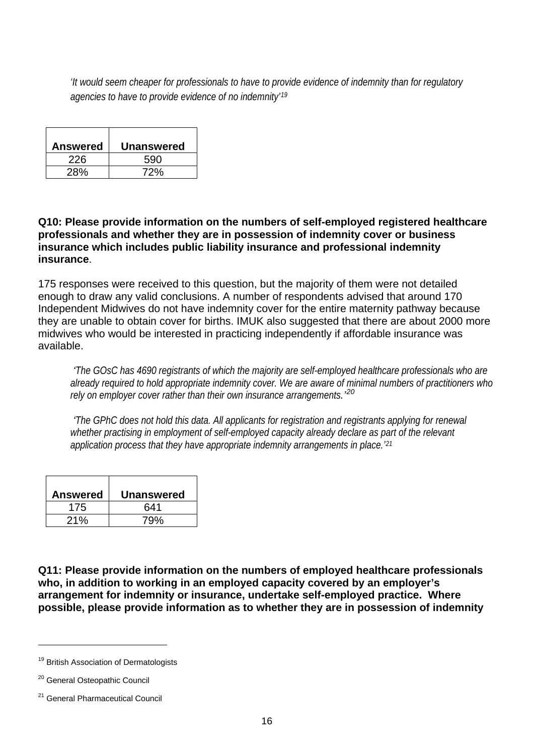*'It would seem cheaper for professionals to have to provide evidence of indemnity than for regulatory agencies to have to provide evidence of no indemnity'*[19]

| Answered | Unanswered |
|---|---|
| 226 | 590 |
| 28% | 72% |

**Q10: Please provide information on the numbers of self-employed registered healthcare professionals and whether they are in possession of indemnity cover or business insurance which includes public liability insurance and professional indemnity insurance**.

175 responses were received to this question, but the majority of them were not detailed enough to draw any valid conclusions. A number of respondents advised that around 170 Independent Midwives do not have indemnity cover for the entire maternity pathway because they are unable to obtain cover for births. IMUK also suggested that there are about 2000 more midwives who would be interested in practicing independently if affordable insurance was available.

*'The GOsC has 4690 registrants of which the majority are self-employed healthcare professionals who are already required to hold appropriate indemnity cover. We are aware of minimal numbers of practitioners who rely on employer cover rather than their own insurance arrangements.'*[20]

*'The GPhC does not hold this data. All applicants for registration and registrants applying for renewal whether practising in employment of self-employed capacity already declare as part of the relevant application process that they have appropriate indemnity arrangements in place.'*[21]

| Answered | Unanswered |
|---|---|
| 175 | 641 |
| 21% | 79% |

**Q11: Please provide information on the numbers of employed healthcare professionals who, in addition to working in an employed capacity covered by an employer's arrangement for indemnity or insurance, undertake self-employed practice. Where possible, please provide information as to whether they are in possession of indemnity**

---

[19] British Association of Dermatologists

[20] General Osteopathic Council

[21] General Pharmaceutical Council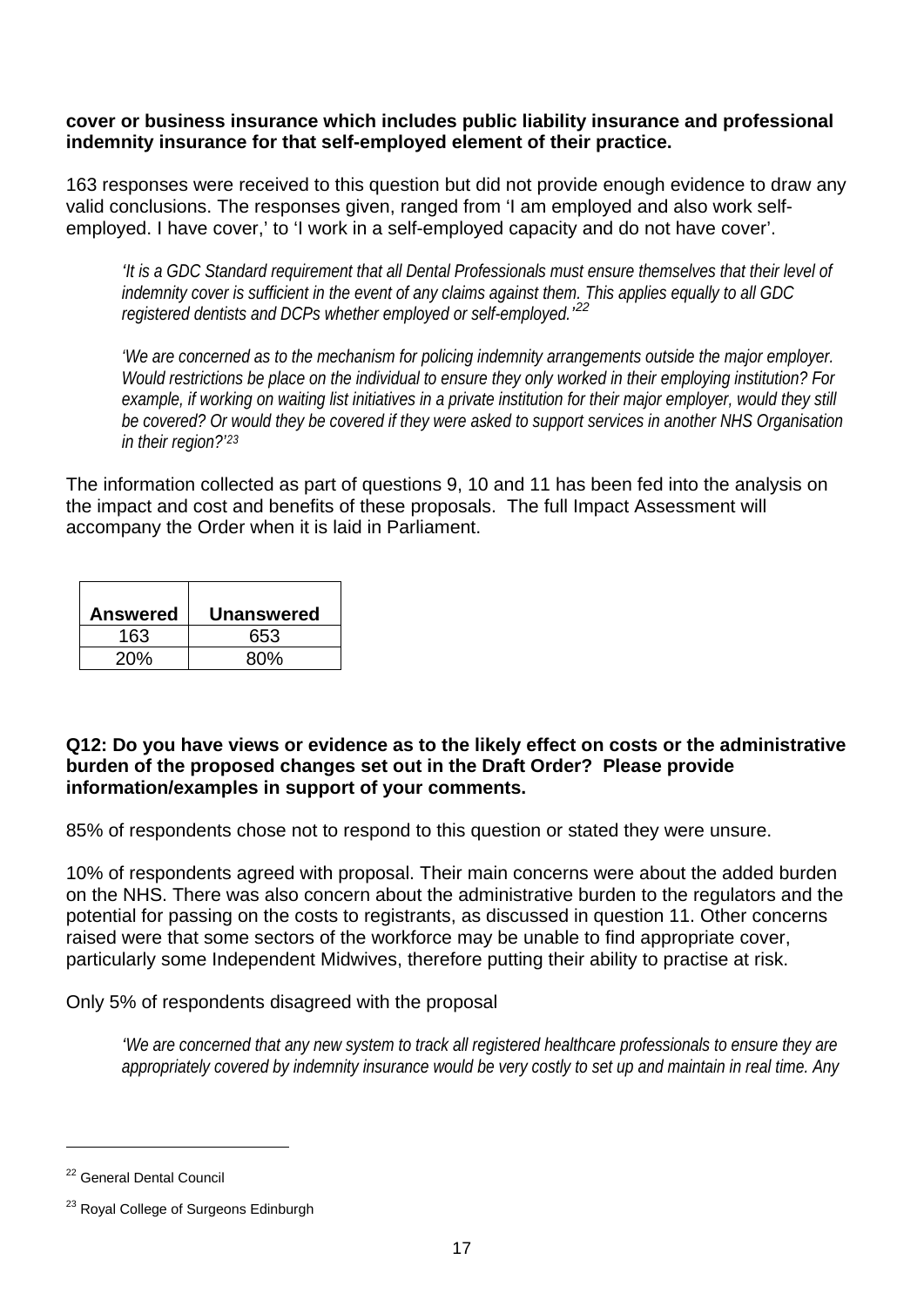**cover or business insurance which includes public liability insurance and professional indemnity insurance for that self-employed element of their practice.**

163 responses were received to this question but did not provide enough evidence to draw any valid conclusions. The responses given, ranged from 'I am employed and also work self-employed. I have cover,' to 'I work in a self-employed capacity and do not have cover'.

> *'It is a GDC Standard requirement that all Dental Professionals must ensure themselves that their level of indemnity cover is sufficient in the event of any claims against them. This applies equally to all GDC registered dentists and DCPs whether employed or self-employed.'*[22]

> *'We are concerned as to the mechanism for policing indemnity arrangements outside the major employer. Would restrictions be place on the individual to ensure they only worked in their employing institution? For example, if working on waiting list initiatives in a private institution for their major employer, would they still be covered? Or would they be covered if they were asked to support services in another NHS Organisation in their region?'*[23]

The information collected as part of questions 9, 10 and 11 has been fed into the analysis on the impact and cost and benefits of these proposals. The full Impact Assessment will accompany the Order when it is laid in Parliament.

| Answered | Unanswered |
|---|---|
| 163 | 653 |
| 20% | 80% |

**Q12: Do you have views or evidence as to the likely effect on costs or the administrative burden of the proposed changes set out in the Draft Order? Please provide information/examples in support of your comments.**

85% of respondents chose not to respond to this question or stated they were unsure.

10% of respondents agreed with proposal. Their main concerns were about the added burden on the NHS. There was also concern about the administrative burden to the regulators and the potential for passing on the costs to registrants, as discussed in question 11. Other concerns raised were that some sectors of the workforce may be unable to find appropriate cover, particularly some Independent Midwives, therefore putting their ability to practise at risk.

Only 5% of respondents disagreed with the proposal

> *'We are concerned that any new system to track all registered healthcare professionals to ensure they are appropriately covered by indemnity insurance would be very costly to set up and maintain in real time. Any*

---

[22] General Dental Council

[23] Royal College of Surgeons Edinburgh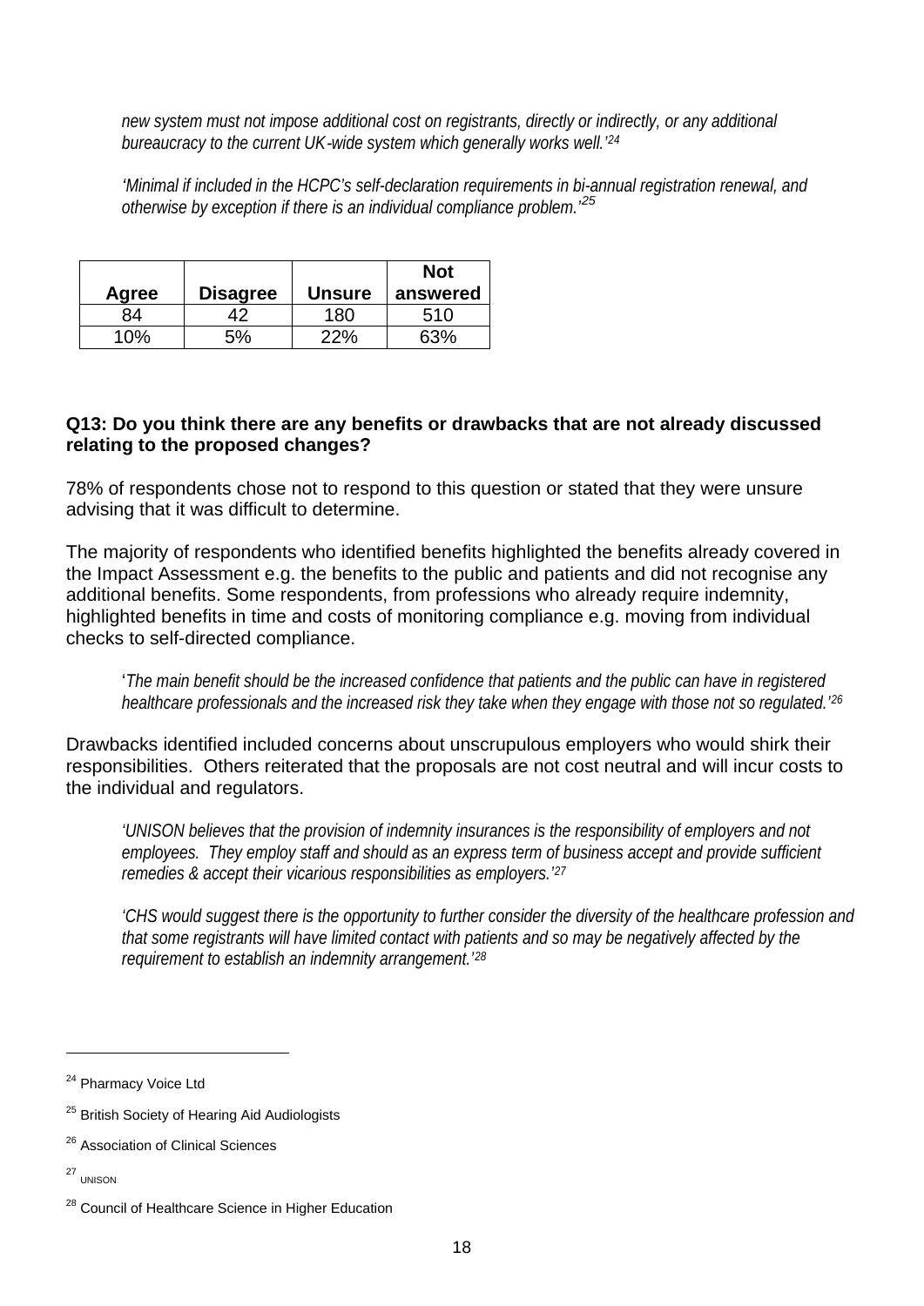*new system must not impose additional cost on registrants, directly or indirectly, or any additional bureaucracy to the current UK-wide system which generally works well.'*[24]

*'Minimal if included in the HCPC's self-declaration requirements in bi-annual registration renewal, and otherwise by exception if there is an individual compliance problem.'*[25]

| Agree | Disagree | Unsure | Not answered |
|---|---|---|---|
| 84 | 42 | 180 | 510 |
| 10% | 5% | 22% | 63% |

**Q13: Do you think there are any benefits or drawbacks that are not already discussed relating to the proposed changes?**

78% of respondents chose not to respond to this question or stated that they were unsure advising that it was difficult to determine.

The majority of respondents who identified benefits highlighted the benefits already covered in the Impact Assessment e.g. the benefits to the public and patients and did not recognise any additional benefits. Some respondents, from professions who already require indemnity, highlighted benefits in time and costs of monitoring compliance e.g. moving from individual checks to self-directed compliance.

'*The main benefit should be the increased confidence that patients and the public can have in registered healthcare professionals and the increased risk they take when they engage with those not so regulated.'*[26]

Drawbacks identified included concerns about unscrupulous employers who would shirk their responsibilities. Others reiterated that the proposals are not cost neutral and will incur costs to the individual and regulators.

*'UNISON believes that the provision of indemnity insurances is the responsibility of employers and not employees. They employ staff and should as an express term of business accept and provide sufficient remedies & accept their vicarious responsibilities as employers.'*[27]

*'CHS would suggest there is the opportunity to further consider the diversity of the healthcare profession and that some registrants will have limited contact with patients and so may be negatively affected by the requirement to establish an indemnity arrangement.'*[28]

[24] Pharmacy Voice Ltd

[25] British Society of Hearing Aid Audiologists

[26] Association of Clinical Sciences

[27] UNISON

[28] Council of Healthcare Science in Higher Education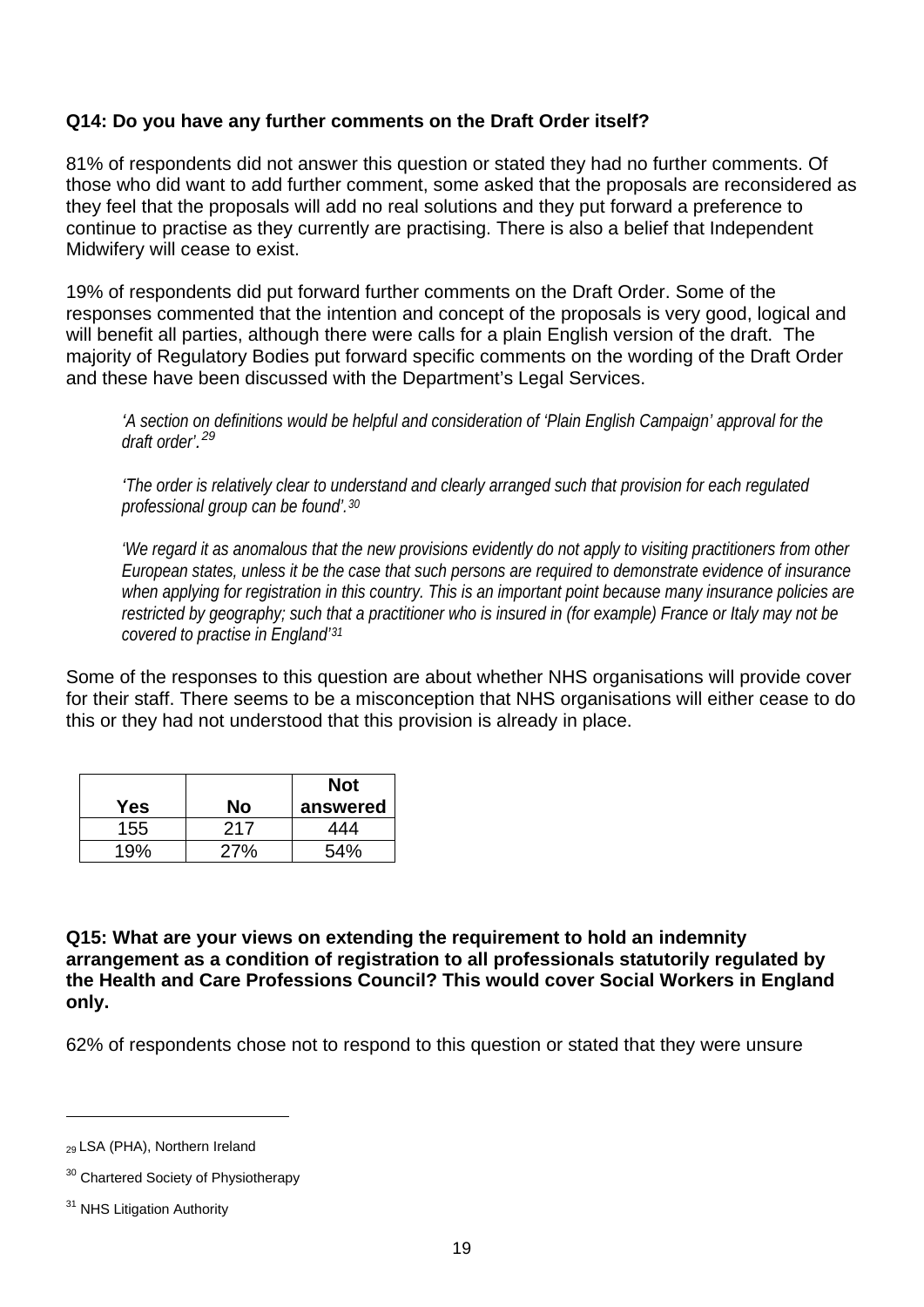**Q14: Do you have any further comments on the Draft Order itself?**

81% of respondents did not answer this question or stated they had no further comments. Of those who did want to add further comment, some asked that the proposals are reconsidered as they feel that the proposals will add no real solutions and they put forward a preference to continue to practise as they currently are practising. There is also a belief that Independent Midwifery will cease to exist.

19% of respondents did put forward further comments on the Draft Order. Some of the responses commented that the intention and concept of the proposals is very good, logical and will benefit all parties, although there were calls for a plain English version of the draft. The majority of Regulatory Bodies put forward specific comments on the wording of the Draft Order and these have been discussed with the Department's Legal Services.

> *'A section on definitions would be helpful and consideration of 'Plain English Campaign' approval for the draft order'.*[29]

> *'The order is relatively clear to understand and clearly arranged such that provision for each regulated professional group can be found'.*[30]

> *'We regard it as anomalous that the new provisions evidently do not apply to visiting practitioners from other European states, unless it be the case that such persons are required to demonstrate evidence of insurance when applying for registration in this country. This is an important point because many insurance policies are restricted by geography; such that a practitioner who is insured in (for example) France or Italy may not be covered to practise in England'*[31]

Some of the responses to this question are about whether NHS organisations will provide cover for their staff. There seems to be a misconception that NHS organisations will either cease to do this or they had not understood that this provision is already in place.

| Yes | No | Not answered |
|---|---|---|
| 155 | 217 | 444 |
| 19% | 27% | 54% |

**Q15: What are your views on extending the requirement to hold an indemnity arrangement as a condition of registration to all professionals statutorily regulated by the Health and Care Professions Council? This would cover Social Workers in England only.**

62% of respondents chose not to respond to this question or stated that they were unsure

[29] LSA (PHA), Northern Ireland

[30] Chartered Society of Physiotherapy

[31] NHS Litigation Authority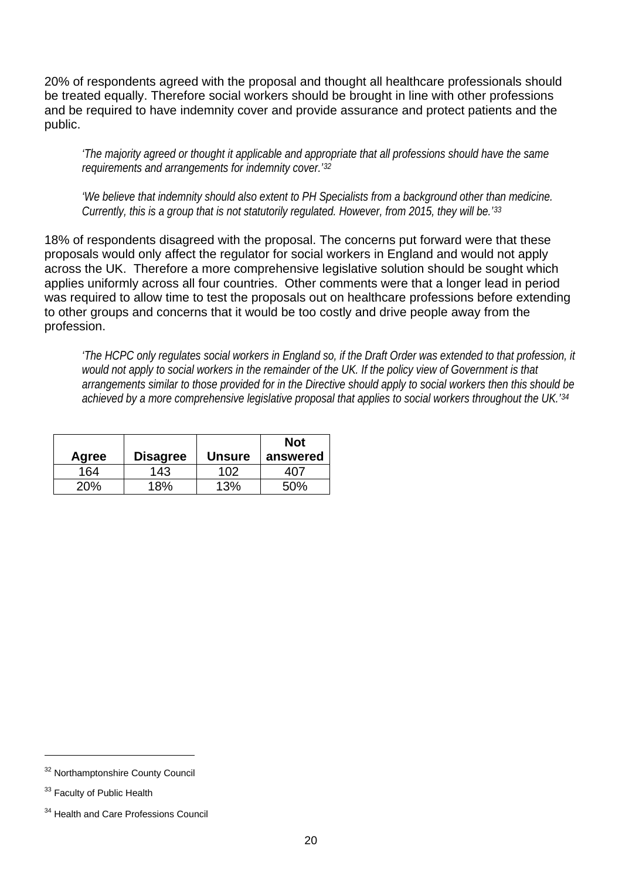20% of respondents agreed with the proposal and thought all healthcare professionals should be treated equally. Therefore social workers should be brought in line with other professions and be required to have indemnity cover and provide assurance and protect patients and the public.

> *'The majority agreed or thought it applicable and appropriate that all professions should have the same requirements and arrangements for indemnity cover.'*[32]

> *'We believe that indemnity should also extent to PH Specialists from a background other than medicine. Currently, this is a group that is not statutorily regulated. However, from 2015, they will be.'*[33]

18% of respondents disagreed with the proposal. The concerns put forward were that these proposals would only affect the regulator for social workers in England and would not apply across the UK. Therefore a more comprehensive legislative solution should be sought which applies uniformly across all four countries. Other comments were that a longer lead in period was required to allow time to test the proposals out on healthcare professions before extending to other groups and concerns that it would be too costly and drive people away from the profession.

> *'The HCPC only regulates social workers in England so, if the Draft Order was extended to that profession, it would not apply to social workers in the remainder of the UK. If the policy view of Government is that arrangements similar to those provided for in the Directive should apply to social workers then this should be achieved by a more comprehensive legislative proposal that applies to social workers throughout the UK.'*[34]

| Agree | Disagree | Unsure | Not answered |
|---|---|---|---|
| 164 | 143 | 102 | 407 |
| 20% | 18% | 13% | 50% |

[32] Northamptonshire County Council

[33] Faculty of Public Health

[34] Health and Care Professions Council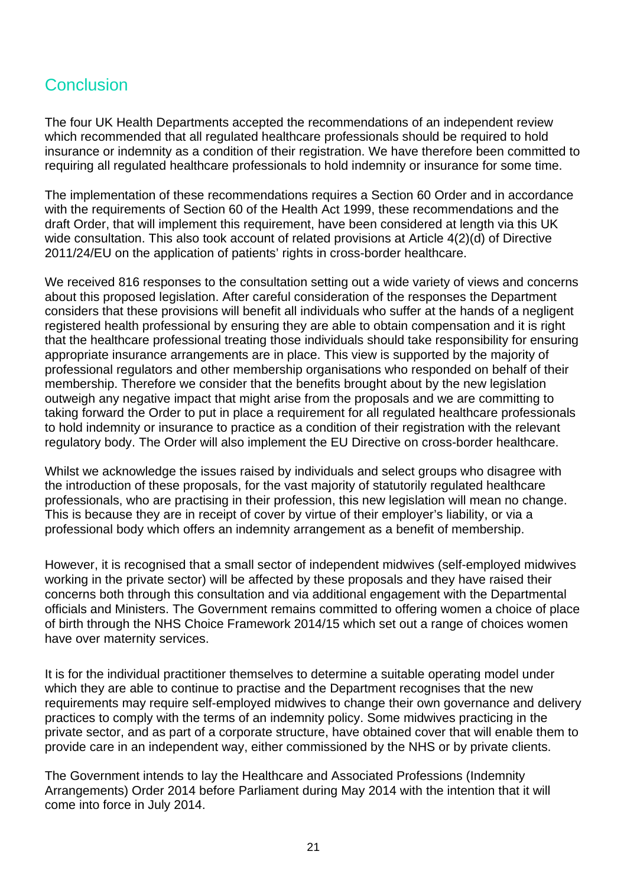## Conclusion

The four UK Health Departments accepted the recommendations of an independent review which recommended that all regulated healthcare professionals should be required to hold insurance or indemnity as a condition of their registration. We have therefore been committed to requiring all regulated healthcare professionals to hold indemnity or insurance for some time.

The implementation of these recommendations requires a Section 60 Order and in accordance with the requirements of Section 60 of the Health Act 1999, these recommendations and the draft Order, that will implement this requirement, have been considered at length via this UK wide consultation. This also took account of related provisions at Article 4(2)(d) of Directive 2011/24/EU on the application of patients' rights in cross-border healthcare.

We received 816 responses to the consultation setting out a wide variety of views and concerns about this proposed legislation. After careful consideration of the responses the Department considers that these provisions will benefit all individuals who suffer at the hands of a negligent registered health professional by ensuring they are able to obtain compensation and it is right that the healthcare professional treating those individuals should take responsibility for ensuring appropriate insurance arrangements are in place. This view is supported by the majority of professional regulators and other membership organisations who responded on behalf of their membership. Therefore we consider that the benefits brought about by the new legislation outweigh any negative impact that might arise from the proposals and we are committing to taking forward the Order to put in place a requirement for all regulated healthcare professionals to hold indemnity or insurance to practice as a condition of their registration with the relevant regulatory body. The Order will also implement the EU Directive on cross-border healthcare.

Whilst we acknowledge the issues raised by individuals and select groups who disagree with the introduction of these proposals, for the vast majority of statutorily regulated healthcare professionals, who are practising in their profession, this new legislation will mean no change. This is because they are in receipt of cover by virtue of their employer's liability, or via a professional body which offers an indemnity arrangement as a benefit of membership.

However, it is recognised that a small sector of independent midwives (self-employed midwives working in the private sector) will be affected by these proposals and they have raised their concerns both through this consultation and via additional engagement with the Departmental officials and Ministers. The Government remains committed to offering women a choice of place of birth through the NHS Choice Framework 2014/15 which set out a range of choices women have over maternity services.

It is for the individual practitioner themselves to determine a suitable operating model under which they are able to continue to practise and the Department recognises that the new requirements may require self-employed midwives to change their own governance and delivery practices to comply with the terms of an indemnity policy. Some midwives practicing in the private sector, and as part of a corporate structure, have obtained cover that will enable them to provide care in an independent way, either commissioned by the NHS or by private clients.

The Government intends to lay the Healthcare and Associated Professions (Indemnity Arrangements) Order 2014 before Parliament during May 2014 with the intention that it will come into force in July 2014.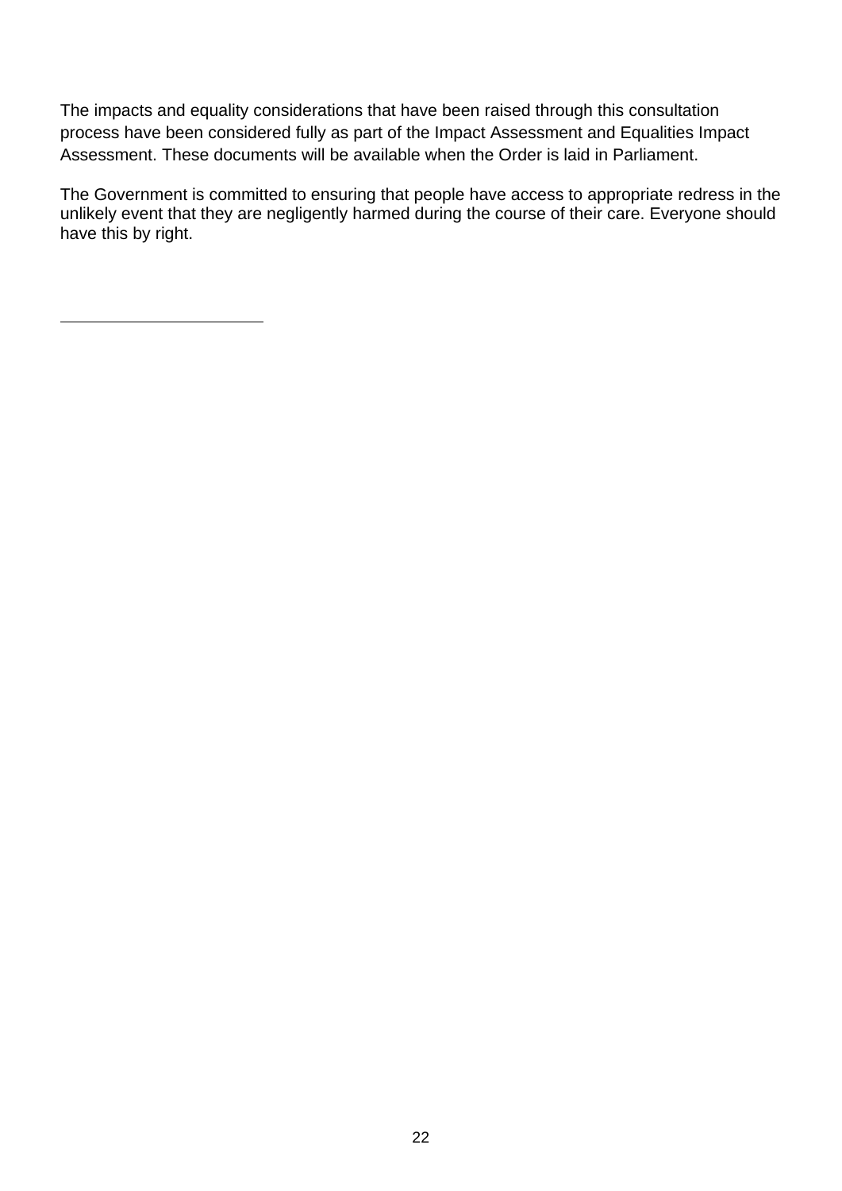The impacts and equality considerations that have been raised through this consultation process have been considered fully as part of the Impact Assessment and Equalities Impact Assessment. These documents will be available when the Order is laid in Parliament.

The Government is committed to ensuring that people have access to appropriate redress in the unlikely event that they are negligently harmed during the course of their care. Everyone should have this by right.